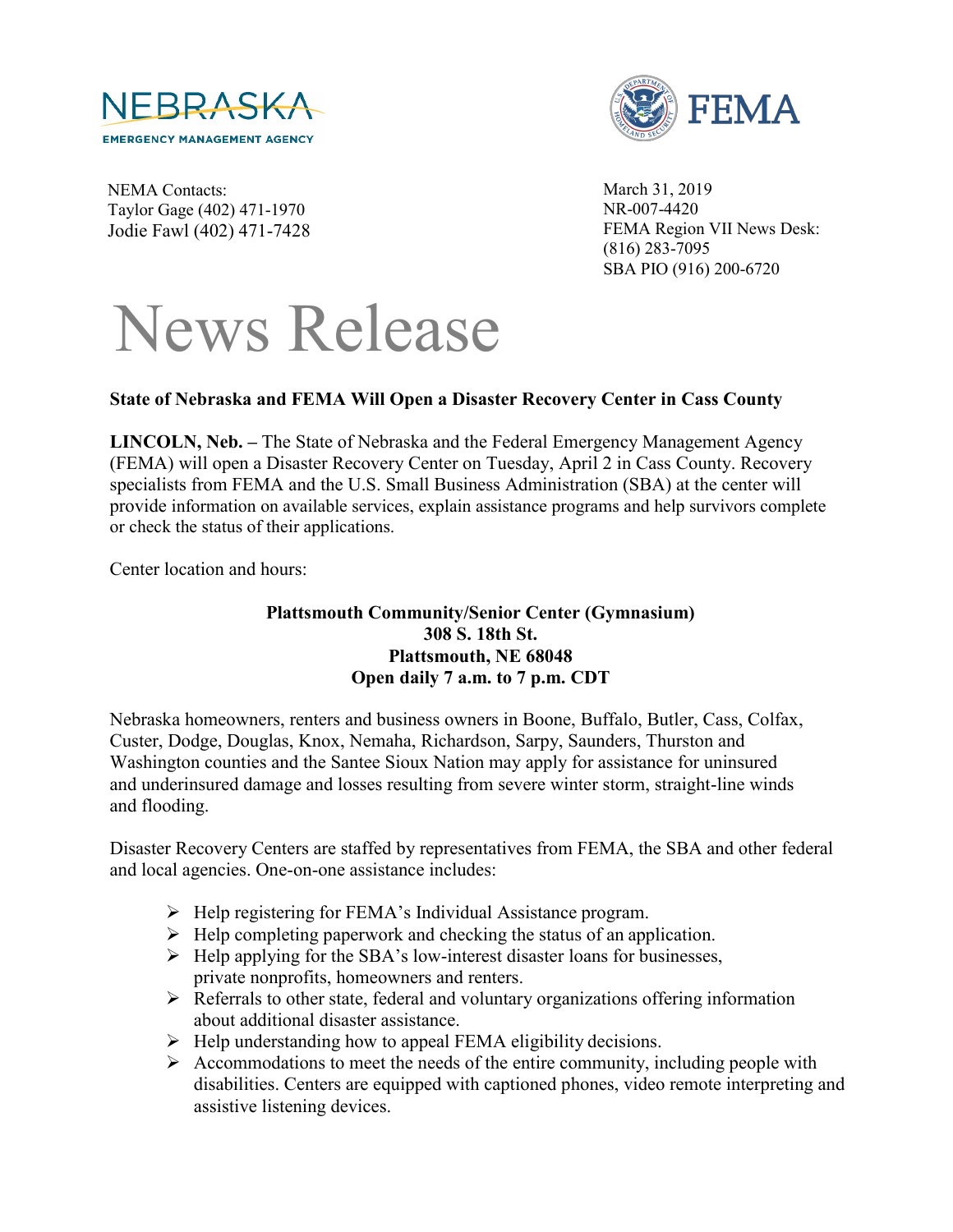NEMA Contacts:
Taylor Gage (402) 471-1970
Jodie Fawl (402) 471-7428

March 31, 2019
NR-007-4420
FEMA Region VII News Desk:
(816) 283-7095
SBA PIO (916) 200-6720

# News Release

**State of Nebraska and FEMA Will Open a Disaster Recovery Center in Cass County**

**LINCOLN, Neb. –** The State of Nebraska and the Federal Emergency Management Agency (FEMA) will open a Disaster Recovery Center on Tuesday, April 2 in Cass County. Recovery specialists from FEMA and the U.S. Small Business Administration (SBA) at the center will provide information on available services, explain assistance programs and help survivors complete or check the status of their applications.

Center location and hours:

**Plattsmouth Community/Senior Center (Gymnasium)**
**308 S. 18th St.**
**Plattsmouth, NE 68048**
**Open daily 7 a.m. to 7 p.m. CDT**

Nebraska homeowners, renters and business owners in Boone, Buffalo, Butler, Cass, Colfax, Custer, Dodge, Douglas, Knox, Nemaha, Richardson, Sarpy, Saunders, Thurston and Washington counties and the Santee Sioux Nation may apply for assistance for uninsured and underinsured damage and losses resulting from severe winter storm, straight-line winds and flooding.

Disaster Recovery Centers are staffed by representatives from FEMA, the SBA and other federal and local agencies. One-on-one assistance includes:

- Help registering for FEMA's Individual Assistance program.
- Help completing paperwork and checking the status of an application.
- Help applying for the SBA's low-interest disaster loans for businesses, private nonprofits, homeowners and renters.
- Referrals to other state, federal and voluntary organizations offering information about additional disaster assistance.
- Help understanding how to appeal FEMA eligibility decisions.
- Accommodations to meet the needs of the entire community, including people with disabilities. Centers are equipped with captioned phones, video remote interpreting and assistive listening devices.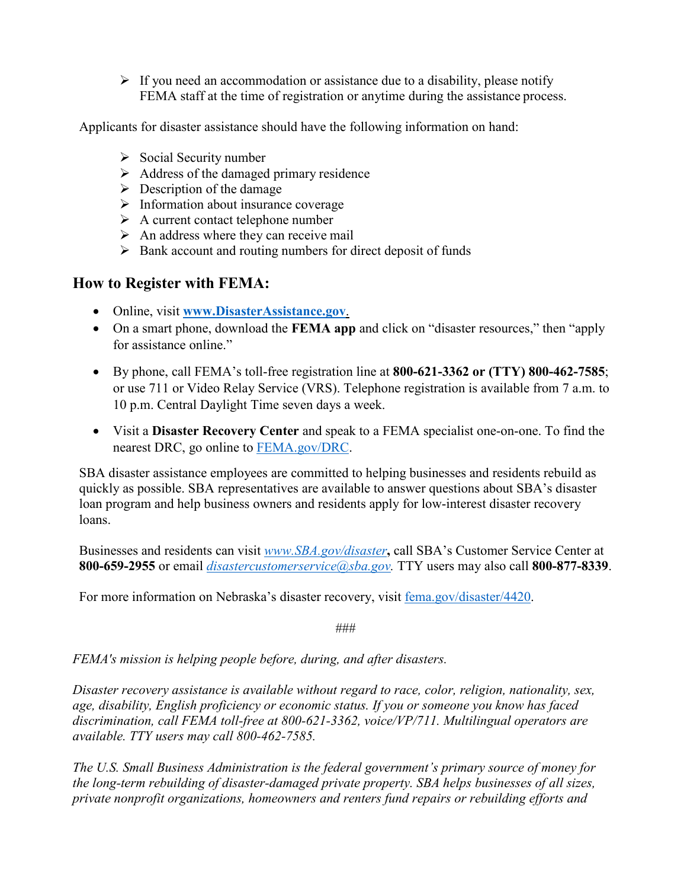- If you need an accommodation or assistance due to a disability, please notify FEMA staff at the time of registration or anytime during the assistance process.

Applicants for disaster assistance should have the following information on hand:

- Social Security number
- Address of the damaged primary residence
- Description of the damage
- Information about insurance coverage
- A current contact telephone number
- An address where they can receive mail
- Bank account and routing numbers for direct deposit of funds

## How to Register with FEMA:

- Online, visit **www.DisasterAssistance.gov**.
- On a smart phone, download the **FEMA app** and click on "disaster resources," then "apply for assistance online."
- By phone, call FEMA's toll-free registration line at **800-621-3362 or (TTY) 800-462-7585**; or use 711 or Video Relay Service (VRS). Telephone registration is available from 7 a.m. to 10 p.m. Central Daylight Time seven days a week.
- Visit a **Disaster Recovery Center** and speak to a FEMA specialist one-on-one. To find the nearest DRC, go online to FEMA.gov/DRC.

SBA disaster assistance employees are committed to helping businesses and residents rebuild as quickly as possible. SBA representatives are available to answer questions about SBA's disaster loan program and help business owners and residents apply for low-interest disaster recovery loans.

Businesses and residents can visit *www.SBA.gov/disaster*, call SBA's Customer Service Center at **800-659-2955** or email *disastercustomerservice@sba.gov.* TTY users may also call **800-877-8339**.

For more information on Nebraska's disaster recovery, visit fema.gov/disaster/4420.

###

*FEMA's mission is helping people before, during, and after disasters.*

*Disaster recovery assistance is available without regard to race, color, religion, nationality, sex, age, disability, English proficiency or economic status. If you or someone you know has faced discrimination, call FEMA toll-free at 800-621-3362, voice/VP/711. Multilingual operators are available. TTY users may call 800-462-7585.*

*The U.S. Small Business Administration is the federal government's primary source of money for the long-term rebuilding of disaster-damaged private property. SBA helps businesses of all sizes, private nonprofit organizations, homeowners and renters fund repairs or rebuilding efforts and*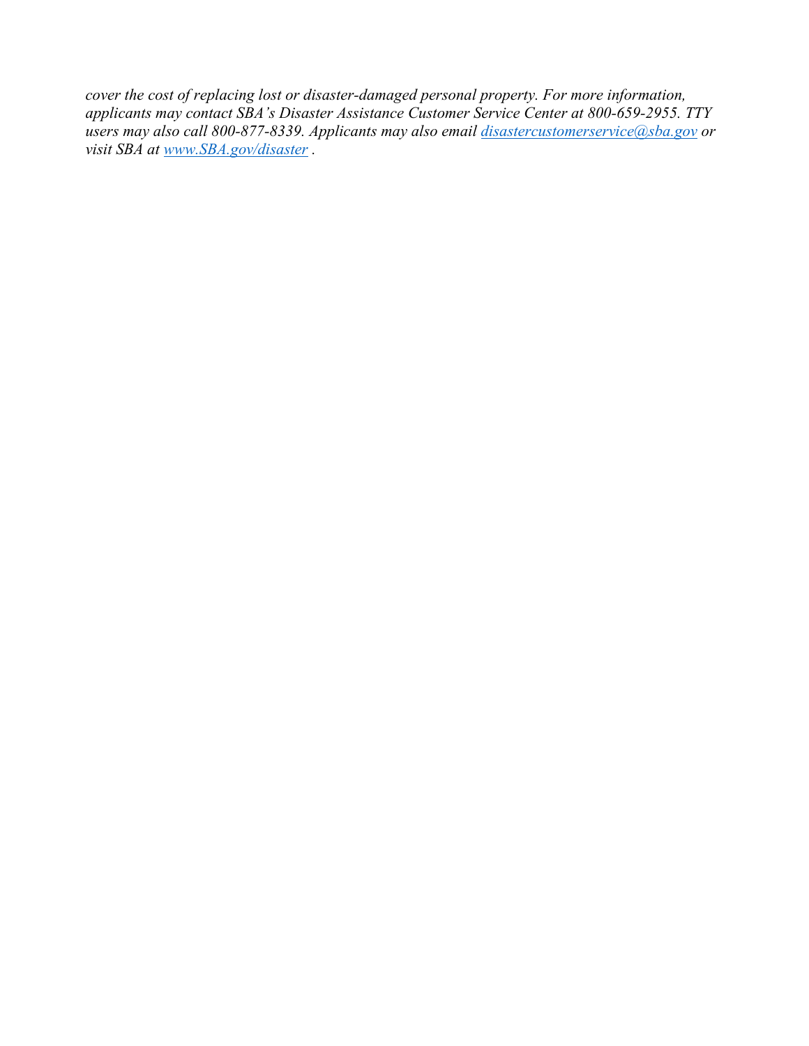*cover the cost of replacing lost or disaster-damaged personal property. For more information, applicants may contact SBA's Disaster Assistance Customer Service Center at 800-659-2955. TTY users may also call 800-877-8339. Applicants may also email [disastercustomerservice@sba.gov](mailto:disastercustomerservice@sba.gov) or visit SBA at [www.SBA.gov/disaster](http://www.SBA.gov/disaster) .*